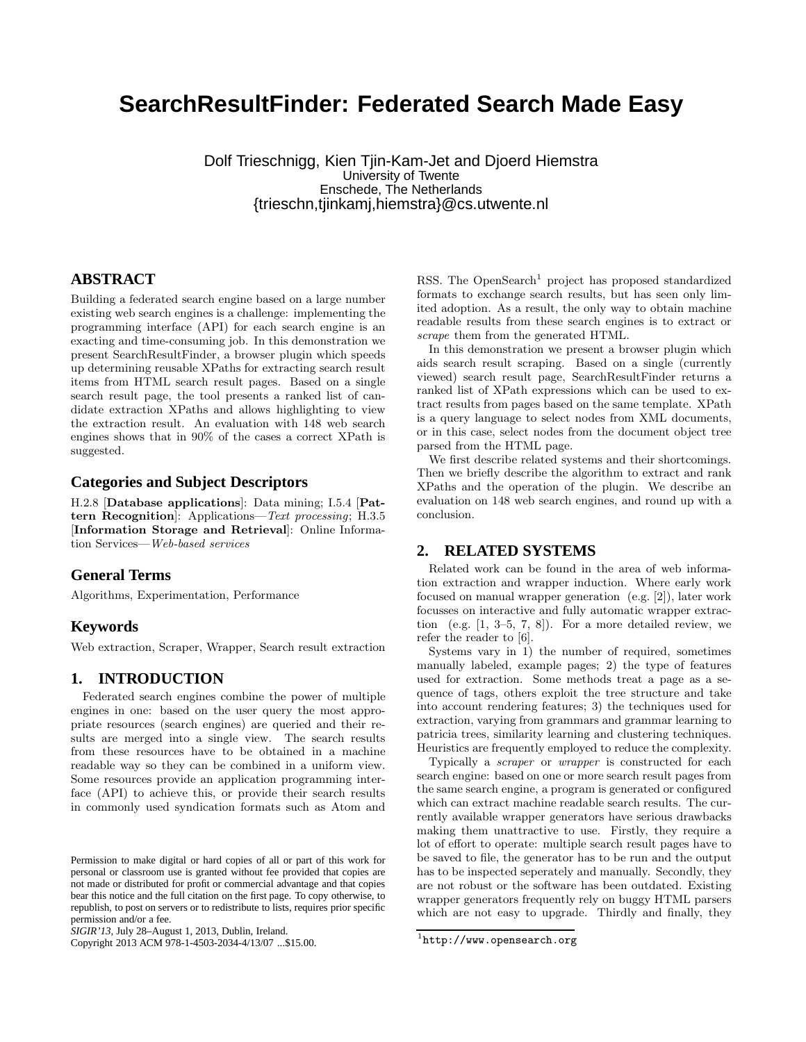# SearchResultFinder: Federated Search Made Easy

Dolf Trieschnigg, Kien Tjin-Kam-Jet and Djoerd Hiemstra
University of Twente
Enschede, The Netherlands
{trieschn,tjinkamj,hiemstra}@cs.utwente.nl

## ABSTRACT

Building a federated search engine based on a large number existing web search engines is a challenge: implementing the programming interface (API) for each search engine is an exacting and time-consuming job. In this demonstration we present SearchResultFinder, a browser plugin which speeds up determining reusable XPaths for extracting search result items from HTML search result pages. Based on a single search result page, the tool presents a ranked list of candidate extraction XPaths and allows highlighting to view the extraction result. An evaluation with 148 web search engines shows that in 90% of the cases a correct XPath is suggested.

## Categories and Subject Descriptors

H.2.8 [**Database applications**]: Data mining; I.5.4 [**Pattern Recognition**]: Applications—*Text processing*; H.3.5 [**Information Storage and Retrieval**]: Online Information Services—*Web-based services*

## General Terms

Algorithms, Experimentation, Performance

## Keywords

Web extraction, Scraper, Wrapper, Search result extraction

## 1. INTRODUCTION

Federated search engines combine the power of multiple engines in one: based on the user query the most appropriate resources (search engines) are queried and their results are merged into a single view. The search results from these resources have to be obtained in a machine readable way so they can be combined in a uniform view. Some resources provide an application programming interface (API) to achieve this, or provide their search results in commonly used syndication formats such as Atom and RSS. The OpenSearch[1] project has proposed standardized formats to exchange search results, but has seen only limited adoption. As a result, the only way to obtain machine readable results from these search engines is to extract or *scrape* them from the generated HTML.

In this demonstration we present a browser plugin which aids search result scraping. Based on a single (currently viewed) search result page, SearchResultFinder returns a ranked list of XPath expressions which can be used to extract results from pages based on the same template. XPath is a query language to select nodes from XML documents, or in this case, select nodes from the document object tree parsed from the HTML page.

We first describe related systems and their shortcomings. Then we briefly describe the algorithm to extract and rank XPaths and the operation of the plugin. We describe an evaluation on 148 web search engines, and round up with a conclusion.

## 2. RELATED SYSTEMS

Related work can be found in the area of web information extraction and wrapper induction. Where early work focused on manual wrapper generation (e.g. [2]), later work focusses on interactive and fully automatic wrapper extraction (e.g. [1, 3–5, 7, 8]). For a more detailed review, we refer the reader to [6].

Systems vary in 1) the number of required, sometimes manually labeled, example pages; 2) the type of features used for extraction. Some methods treat a page as a sequence of tags, others exploit the tree structure and take into account rendering features; 3) the techniques used for extraction, varying from grammars and grammar learning to patricia trees, similarity learning and clustering techniques. Heuristics are frequently employed to reduce the complexity.

Typically a *scraper* or *wrapper* is constructed for each search engine: based on one or more search result pages from the same search engine, a program is generated or configured which can extract machine readable search results. The currently available wrapper generators have serious drawbacks making them unattractive to use. Firstly, they require a lot of effort to operate: multiple search result pages have to be saved to file, the generator has to be run and the output has to be inspected seperately and manually. Secondly, they are not robust or the software has been outdated. Existing wrapper generators frequently rely on buggy HTML parsers which are not easy to upgrade. Thirdly and finally, they

[1] `http://www.opensearch.org`

Permission to make digital or hard copies of all or part of this work for personal or classroom use is granted without fee provided that copies are not made or distributed for profit or commercial advantage and that copies bear this notice and the full citation on the first page. To copy otherwise, to republish, to post on servers or to redistribute to lists, requires prior specific permission and/or a fee.
*SIGIR'13,* July 28–August 1, 2013, Dublin, Ireland.
Copyright 2013 ACM 978-1-4503-2034-4/13/07 ...$15.00.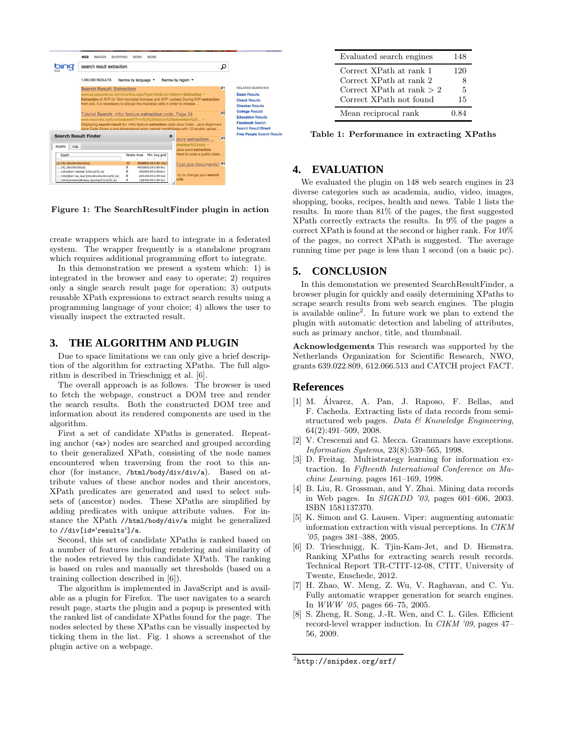Figure 1: The SearchResultFinder plugin in action

create wrappers which are hard to integrate in a federated system. The wrapper frequently is a standalone program which requires additional programming effort to integrate.

In this demonstration we present a system which: 1) is integrated in the browser and easy to operate; 2) requires only a single search result page for operation; 3) outputs reusable XPath expressions to extract search results using a programming language of your choice; 4) allows the user to visually inspect the extracted result.

## 3. THE ALGORITHM AND PLUGIN

Due to space limitations we can only give a brief description of the algorithm for extracting XPaths. The full algorithm is described in Trieschnigg et al. [6].

The overall approach is as follows. The browser is used to fetch the webpage, construct a DOM tree and render the search results. Both the constructed DOM tree and information about its rendered components are used in the algorithm.

First a set of candidate XPaths is generated. Repeating anchor (`<a>`) nodes are searched and grouped according to their generalized XPath, consisting of the node names encountered when traversing from the root to this anchor (for instance, `/html/body/div/div/a`). Based on attribute values of these anchor nodes and their ancestors, XPath predicates are generated and used to select subsets of (ancestor) nodes. These XPaths are simplified by adding predicates with unique attribute values. For instance the XPath `//html/body/div/a` might be generalized to `//div[id='results']/a`.

Second, this set of candidate XPaths is ranked based on a number of features including rendering and similarity of the nodes retrieved by this candidate XPath. The ranking is based on rules and manually set thresholds (based on a training collection described in [6]).

The algorithm is implemented in JavaScript and is available as a plugin for Firefox. The user navigates to a search result page, starts the plugin and a popup is presented with the ranked list of candidate XPaths found for the page. The nodes selected by these XPaths can be visually inspected by ticking them in the list. Fig. 1 shows a screenshot of the plugin active on a webpage.

| | |
|---|---|
| Evaluated search engines | 148 |
| Correct XPath at rank 1 | 120 |
| Correct XPath at rank 2 | 8 |
| Correct XPath at rank > 2 | 5 |
| Correct XPath not found | 15 |
| Mean reciprocal rank | 0.84 |

Table 1: Performance in extracting XPaths

## 4. EVALUATION

We evaluated the plugin on 148 web search engines in 23 diverse categories such as academia, audio, video, images, shopping, books, recipes, health and news. Table 1 lists the results. In more than 81% of the pages, the first suggested XPath correctly extracts the results. In 9% of the pages a correct XPath is found at the second or higher rank. For 10% of the pages, no correct XPath is suggested. The average running time per page is less than 1 second (on a basic pc).

## 5. CONCLUSION

In this demonstration we presented SearchResultFinder, a browser plugin for quickly and easily determining XPaths to scrape search results from web search engines. The plugin is available online[2]. In future work we plan to extend the plugin with automatic detection and labeling of attributes, such as primary anchor, title, and thumbnail.

**Acknowledgements** This research was supported by the Netherlands Organization for Scientific Research, NWO, grants 639.022.809, 612.066.513 and CATCH project FACT.

## References

[1] M. Álvarez, A. Pan, J. Raposo, F. Bellas, and F. Cacheda. Extracting lists of data records from semi-structured web pages. *Data & Knowledge Engineering*, 64(2):491–509, 2008.

[2] V. Crescenzi and G. Mecca. Grammars have exceptions. *Information Systems*, 23(8):539–565, 1998.

[3] D. Freitag. Multistrategy learning for information extraction. In *Fifteenth International Conference on Machine Learning*, pages 161–169, 1998.

[4] B. Liu, R. Grossman, and Y. Zhai. Mining data records in Web pages. In *SIGKDD '03*, pages 601–606, 2003. ISBN 1581137370.

[5] K. Simon and G. Lausen. Viper: augmenting automatic information extraction with visual perceptions. In *CIKM '05*, pages 381–388, 2005.

[6] D. Trieschnigg, K. Tjin-Kam-Jet, and D. Hiemstra. Ranking XPaths for extracting search result records. Technical Report TR-CTIT-12-08, CTIT, University of Twente, Enschede, 2012.

[7] H. Zhao, W. Meng, Z. Wu, V. Raghavan, and C. Yu. Fully automatic wrapper generation for search engines. In *WWW '05*, pages 66–75, 2005.

[8] S. Zheng, R. Song, J.-R. Wen, and C. L. Giles. Efficient record-level wrapper induction. In *CIKM '09*, pages 47–56, 2009.

[2] http://snipdex.org/srf/